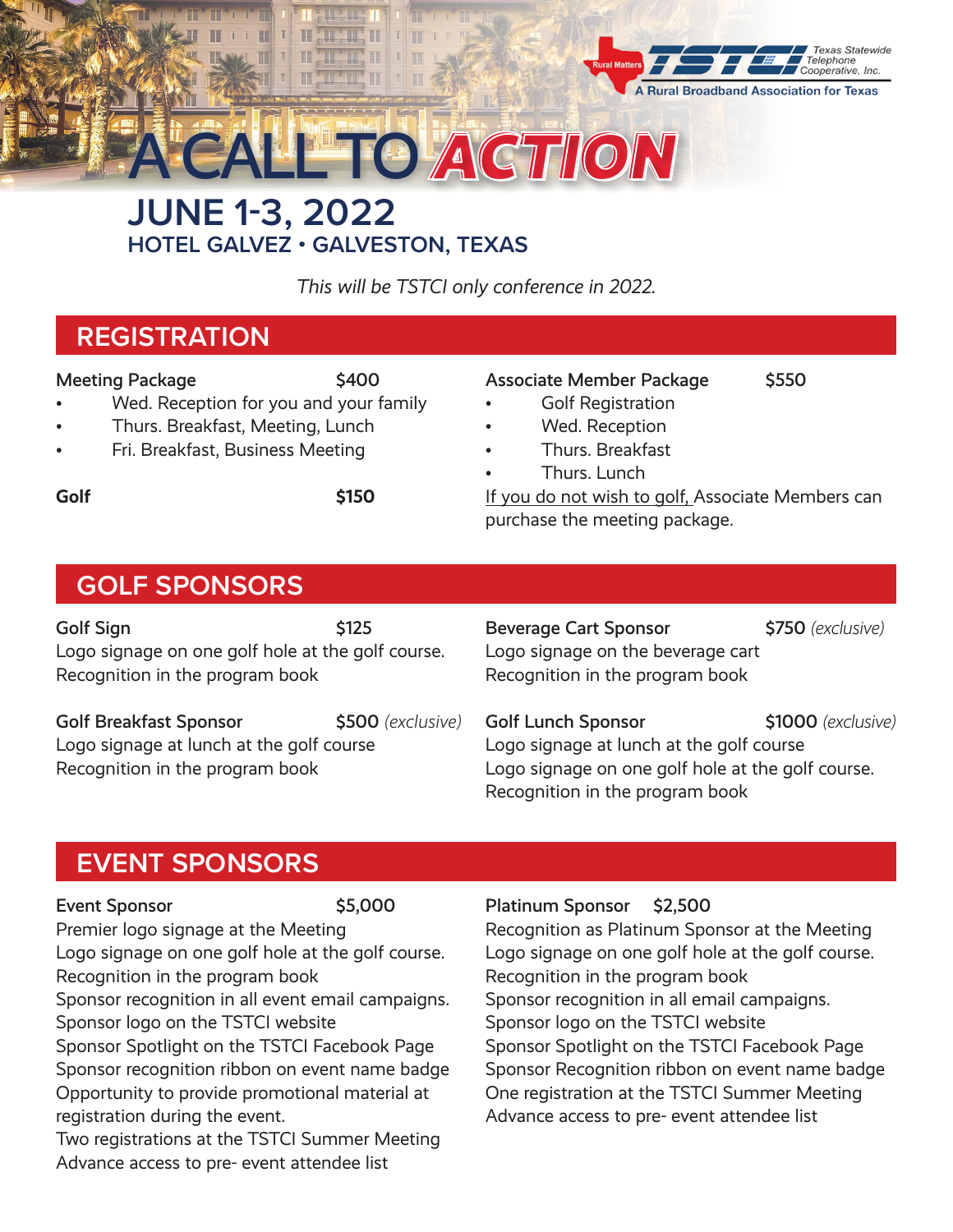Rural Matters

TSTCI Texas Statewide Telephone Cooperative, Inc.

A Rural Broadband Association for Texas

# A CALL TO ACTION

## JUNE 1-3, 2022

### HOTEL GALVEZ • GALVESTON, TEXAS

*This will be TSTCI only conference in 2022.*

## REGISTRATION

**Meeting Package** $400

- Wed. Reception for you and your family
- Thurs. Breakfast, Meeting, Lunch
- Fri. Breakfast, Business Meeting

**Golf** $150

**Associate Member Package** $550

- Golf Registration
- Wed. Reception
- Thurs. Breakfast
- Thurs. Lunch

If you do not wish to golf, Associate Members can purchase the meeting package.

## GOLF SPONSORS

**Golf Sign** $125

Logo signage on one golf hole at the golf course.
Recognition in the program book

**Golf Breakfast Sponsor** $500 *(exclusive)*

Logo signage at lunch at the golf course
Recognition in the program book

**Beverage Cart Sponsor** $750 *(exclusive)*

Logo signage on the beverage cart
Recognition in the program book

**Golf Lunch Sponsor** $1000 *(exclusive)*

Logo signage at lunch at the golf course
Logo signage on one golf hole at the golf course.
Recognition in the program book

## EVENT SPONSORS

**Event Sponsor** $5,000

Premier logo signage at the Meeting
Logo signage on one golf hole at the golf course.
Recognition in the program book
Sponsor recognition in all event email campaigns.
Sponsor logo on the TSTCI website
Sponsor Spotlight on the TSTCI Facebook Page
Sponsor recognition ribbon on event name badge
Opportunity to provide promotional material at registration during the event.
Two registrations at the TSTCI Summer Meeting
Advance access to pre- event attendee list

**Platinum Sponsor** $2,500

Recognition as Platinum Sponsor at the Meeting
Logo signage on one golf hole at the golf course.
Recognition in the program book
Sponsor recognition in all email campaigns.
Sponsor logo on the TSTCI website
Sponsor Spotlight on the TSTCI Facebook Page
Sponsor Recognition ribbon on event name badge
One registration at the TSTCI Summer Meeting
Advance access to pre- event attendee list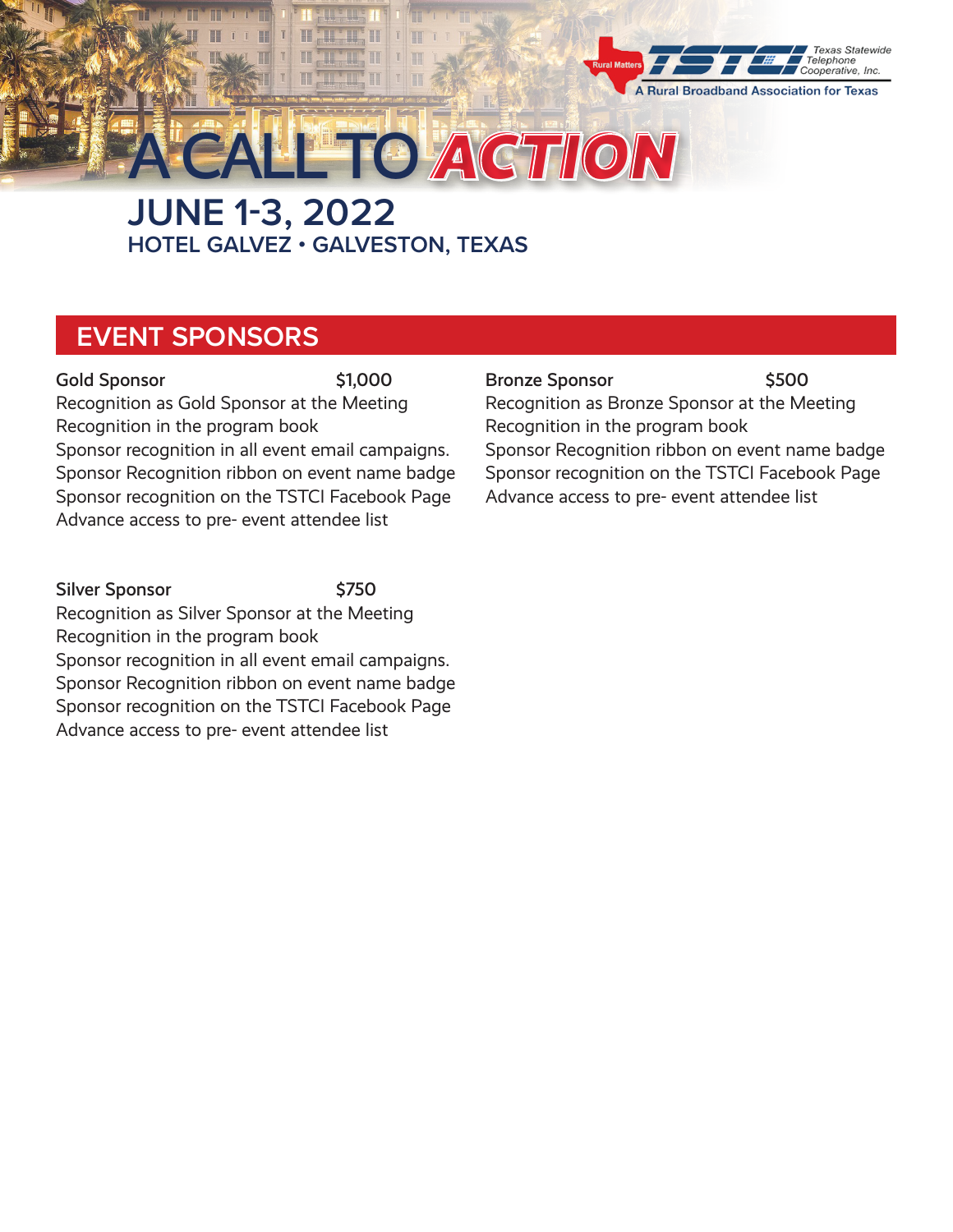Texas Statewide Telephone Cooperative, Inc.

A Rural Broadband Association for Texas

# A CALL TO ACTION

## JUNE 1-3, 2022

### HOTEL GALVEZ • GALVESTON, TEXAS

## EVENT SPONSORS

**Gold Sponsor** **$1,000**

Recognition as Gold Sponsor at the Meeting
Recognition in the program book
Sponsor recognition in all event email campaigns.
Sponsor Recognition ribbon on event name badge
Sponsor recognition on the TSTCI Facebook Page
Advance access to pre- event attendee list

**Silver Sponsor** **$750**

Recognition as Silver Sponsor at the Meeting
Recognition in the program book
Sponsor recognition in all event email campaigns.
Sponsor Recognition ribbon on event name badge
Sponsor recognition on the TSTCI Facebook Page
Advance access to pre- event attendee list

**Bronze Sponsor** **$500**

Recognition as Bronze Sponsor at the Meeting
Recognition in the program book
Sponsor Recognition ribbon on event name badge
Sponsor recognition on the TSTCI Facebook Page
Advance access to pre- event attendee list